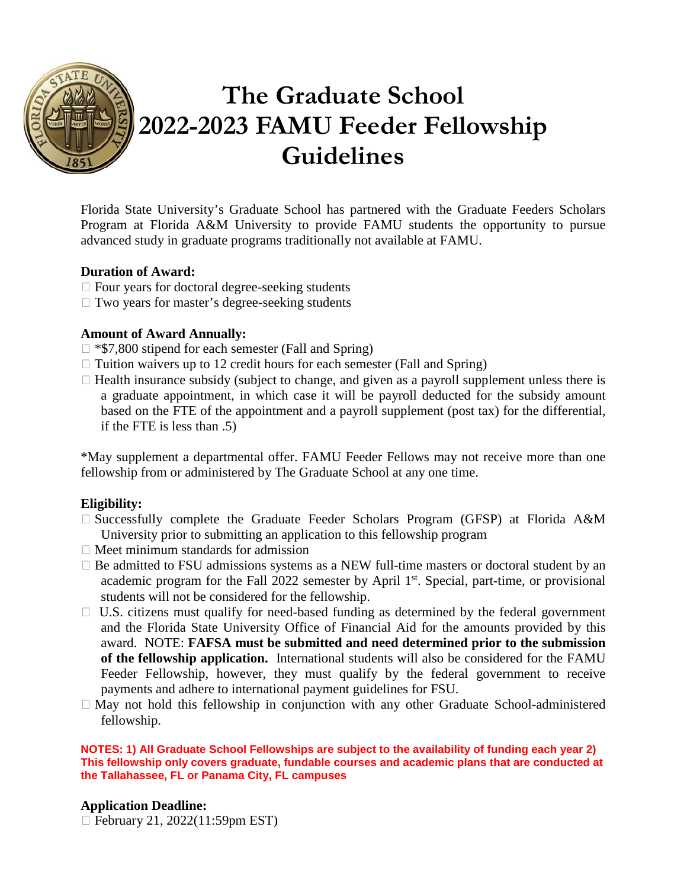# The Graduate School 2022-2023 FAMU Feeder Fellowship Guidelines

Florida State University's Graduate School has partnered with the Graduate Feeders Scholars Program at Florida A&M University to provide FAMU students the opportunity to pursue advanced study in graduate programs traditionally not available at FAMU.

**Duration of Award:**

- Four years for doctoral degree-seeking students
- Two years for master's degree-seeking students

**Amount of Award Annually:**

- *$7,800 stipend for each semester (Fall and Spring)
- Tuition waivers up to 12 credit hours for each semester (Fall and Spring)
- Health insurance subsidy (subject to change, and given as a payroll supplement unless there is a graduate appointment, in which case it will be payroll deducted for the subsidy amount based on the FTE of the appointment and a payroll supplement (post tax) for the differential, if the FTE is less than .5)

*May supplement a departmental offer. FAMU Feeder Fellows may not receive more than one fellowship from or administered by The Graduate School at any one time.

**Eligibility:**

- Successfully complete the Graduate Feeder Scholars Program (GFSP) at Florida A&M University prior to submitting an application to this fellowship program
- Meet minimum standards for admission
- Be admitted to FSU admissions systems as a NEW full-time masters or doctoral student by an academic program for the Fall 2022 semester by April 1st. Special, part-time, or provisional students will not be considered for the fellowship.
- U.S. citizens must qualify for need-based funding as determined by the federal government and the Florida State University Office of Financial Aid for the amounts provided by this award. NOTE: **FAFSA must be submitted and need determined prior to the submission of the fellowship application.** International students will also be considered for the FAMU Feeder Fellowship, however, they must qualify by the federal government to receive payments and adhere to international payment guidelines for FSU.
- May not hold this fellowship in conjunction with any other Graduate School-administered fellowship.

**NOTES: 1) All Graduate School Fellowships are subject to the availability of funding each year 2) This fellowship only covers graduate, fundable courses and academic plans that are conducted at the Tallahassee, FL or Panama City, FL campuses**

**Application Deadline:**

- February 21, 2022(11:59pm EST)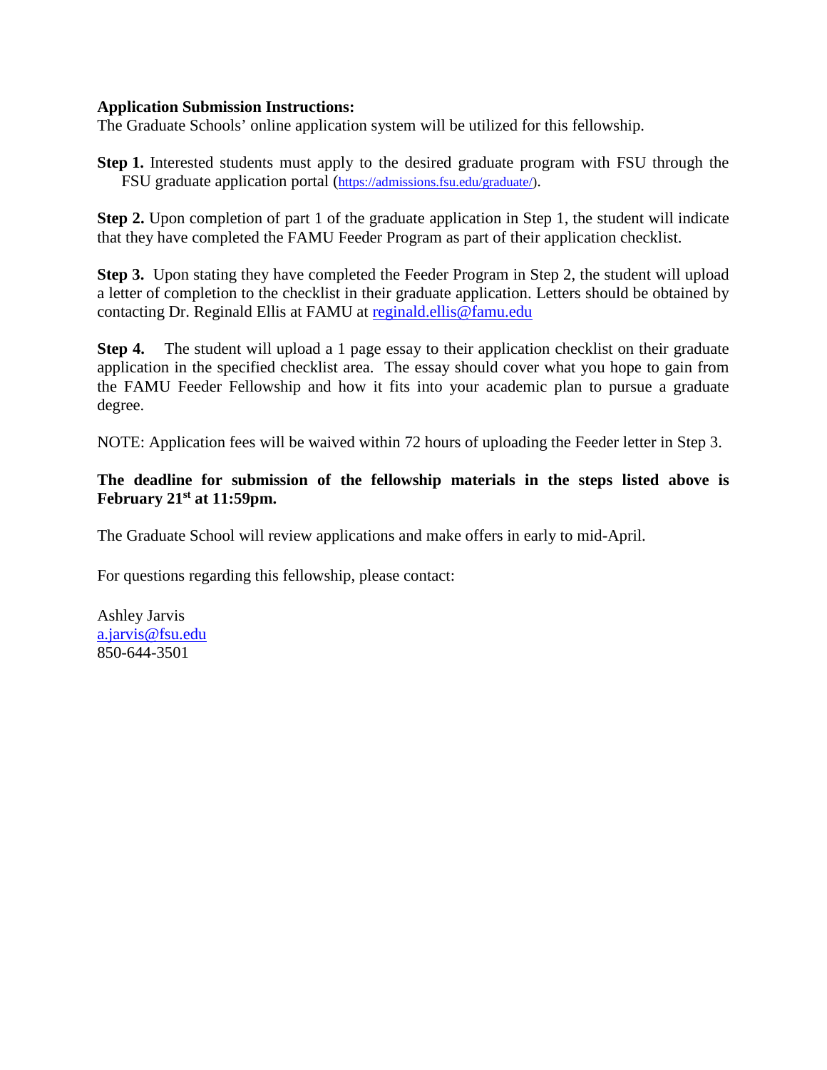**Application Submission Instructions:**
The Graduate Schools' online application system will be utilized for this fellowship.

**Step 1.** Interested students must apply to the desired graduate program with FSU through the FSU graduate application portal (https://admissions.fsu.edu/graduate/).

**Step 2.** Upon completion of part 1 of the graduate application in Step 1, the student will indicate that they have completed the FAMU Feeder Program as part of their application checklist.

**Step 3.** Upon stating they have completed the Feeder Program in Step 2, the student will upload a letter of completion to the checklist in their graduate application. Letters should be obtained by contacting Dr. Reginald Ellis at FAMU at reginald.ellis@famu.edu

**Step 4.** The student will upload a 1 page essay to their application checklist on their graduate application in the specified checklist area. The essay should cover what you hope to gain from the FAMU Feeder Fellowship and how it fits into your academic plan to pursue a graduate degree.

NOTE: Application fees will be waived within 72 hours of uploading the Feeder letter in Step 3.

**The deadline for submission of the fellowship materials in the steps listed above is February 21st at 11:59pm.**

The Graduate School will review applications and make offers in early to mid-April.

For questions regarding this fellowship, please contact:

Ashley Jarvis
a.jarvis@fsu.edu
850-644-3501